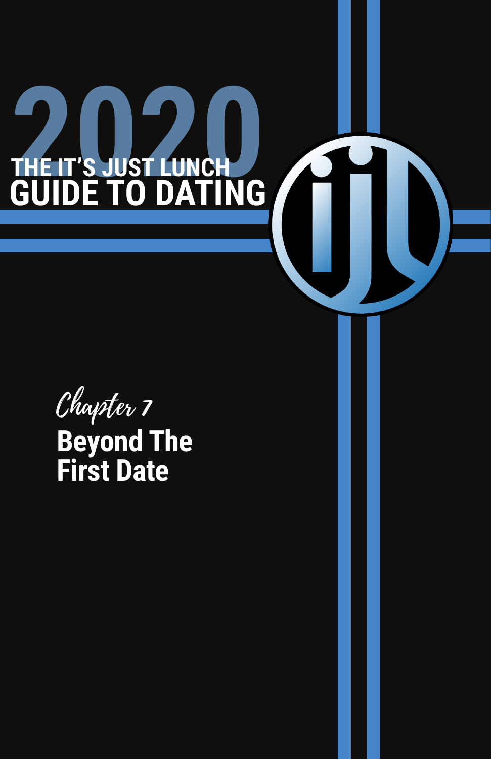# 2020 THE IT'S JUST LUNCH GUIDE TO DATING

*Chapter 7*

## Beyond The First Date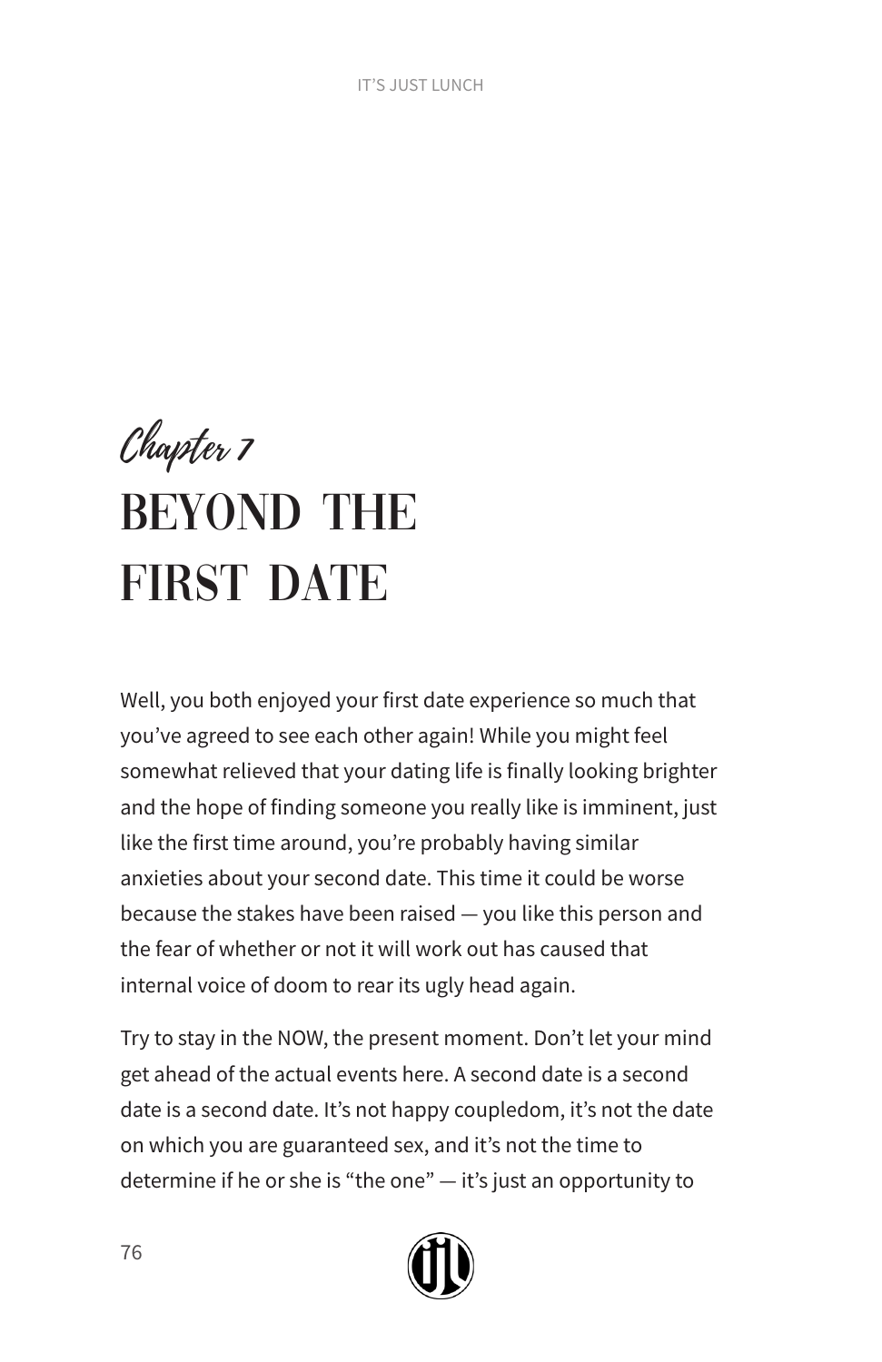## Chapter 7

# BEYOND THE FIRST DATE

Well, you both enjoyed your first date experience so much that you've agreed to see each other again! While you might feel somewhat relieved that your dating life is finally looking brighter and the hope of finding someone you really like is imminent, just like the first time around, you're probably having similar anxieties about your second date. This time it could be worse because the stakes have been raised — you like this person and the fear of whether or not it will work out has caused that internal voice of doom to rear its ugly head again.

Try to stay in the NOW, the present moment. Don't let your mind get ahead of the actual events here. A second date is a second date is a second date. It's not happy coupledom, it's not the date on which you are guaranteed sex, and it's not the time to determine if he or she is "the one" — it's just an opportunity to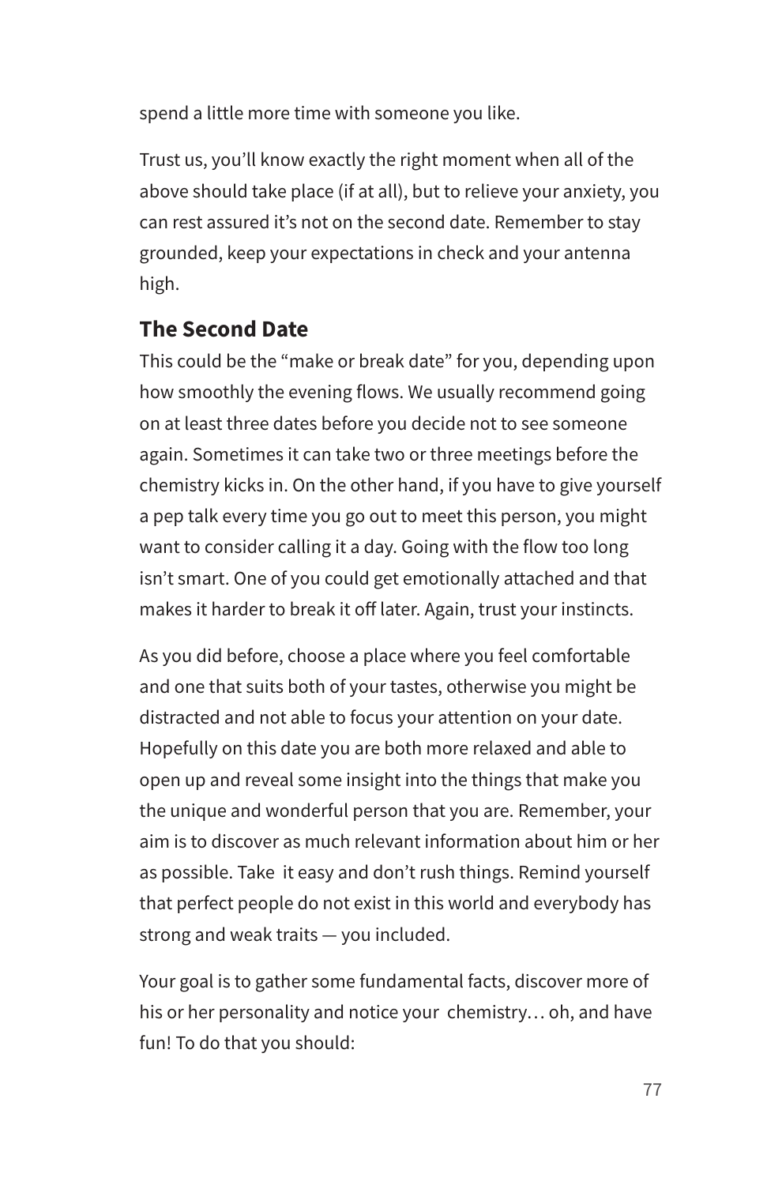spend a little more time with someone you like.

Trust us, you'll know exactly the right moment when all of the above should take place (if at all), but to relieve your anxiety, you can rest assured it's not on the second date. Remember to stay grounded, keep your expectations in check and your antenna high.

### The Second Date

This could be the "make or break date" for you, depending upon how smoothly the evening flows. We usually recommend going on at least three dates before you decide not to see someone again. Sometimes it can take two or three meetings before the chemistry kicks in. On the other hand, if you have to give yourself a pep talk every time you go out to meet this person, you might want to consider calling it a day. Going with the flow too long isn't smart. One of you could get emotionally attached and that makes it harder to break it off later. Again, trust your instincts.

As you did before, choose a place where you feel comfortable and one that suits both of your tastes, otherwise you might be distracted and not able to focus your attention on your date. Hopefully on this date you are both more relaxed and able to open up and reveal some insight into the things that make you the unique and wonderful person that you are. Remember, your aim is to discover as much relevant information about him or her as possible. Take it easy and don't rush things. Remind yourself that perfect people do not exist in this world and everybody has strong and weak traits — you included.

Your goal is to gather some fundamental facts, discover more of his or her personality and notice your chemistry… oh, and have fun! To do that you should: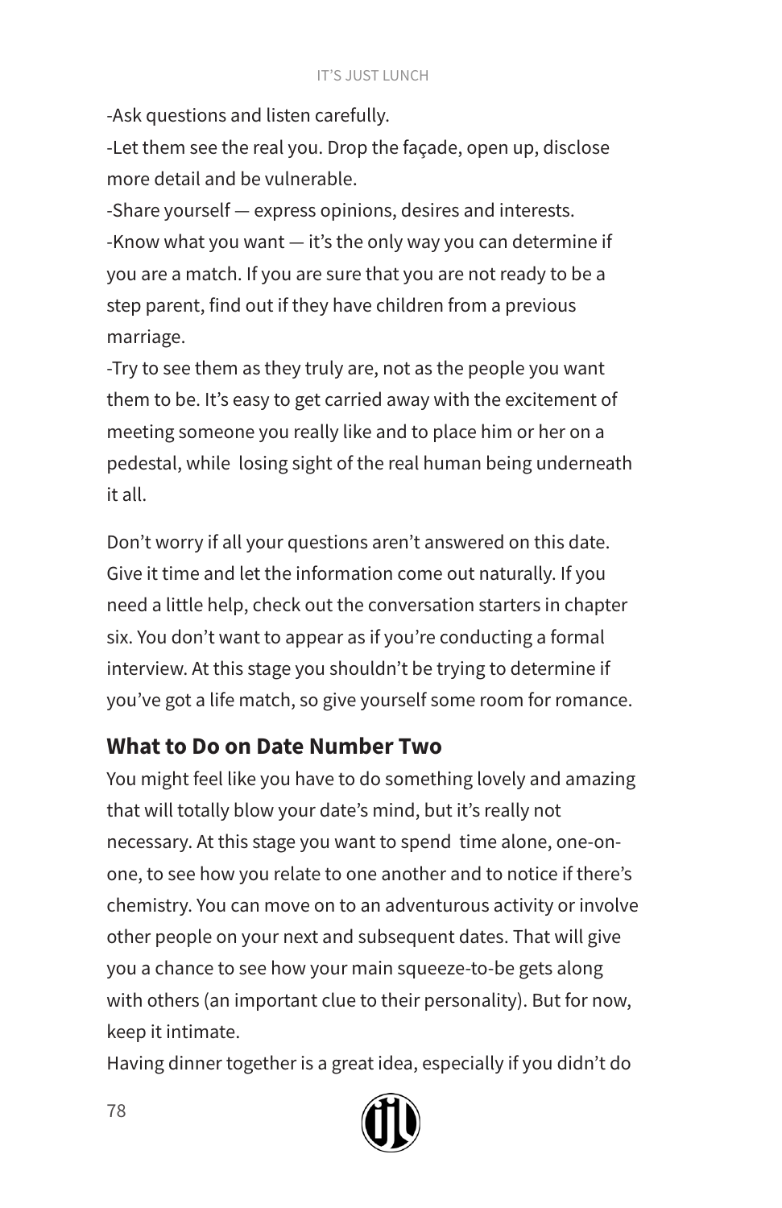-Ask questions and listen carefully.
-Let them see the real you. Drop the façade, open up, disclose more detail and be vulnerable.
-Share yourself — express opinions, desires and interests.
-Know what you want — it's the only way you can determine if you are a match. If you are sure that you are not ready to be a step parent, find out if they have children from a previous marriage.
-Try to see them as they truly are, not as the people you want them to be. It's easy to get carried away with the excitement of meeting someone you really like and to place him or her on a pedestal, while losing sight of the real human being underneath it all.

Don't worry if all your questions aren't answered on this date. Give it time and let the information come out naturally. If you need a little help, check out the conversation starters in chapter six. You don't want to appear as if you're conducting a formal interview. At this stage you shouldn't be trying to determine if you've got a life match, so give yourself some room for romance.

## What to Do on Date Number Two

You might feel like you have to do something lovely and amazing that will totally blow your date's mind, but it's really not necessary. At this stage you want to spend time alone, one-on-one, to see how you relate to one another and to notice if there's chemistry. You can move on to an adventurous activity or involve other people on your next and subsequent dates. That will give you a chance to see how your main squeeze-to-be gets along with others (an important clue to their personality). But for now, keep it intimate.

Having dinner together is a great idea, especially if you didn't do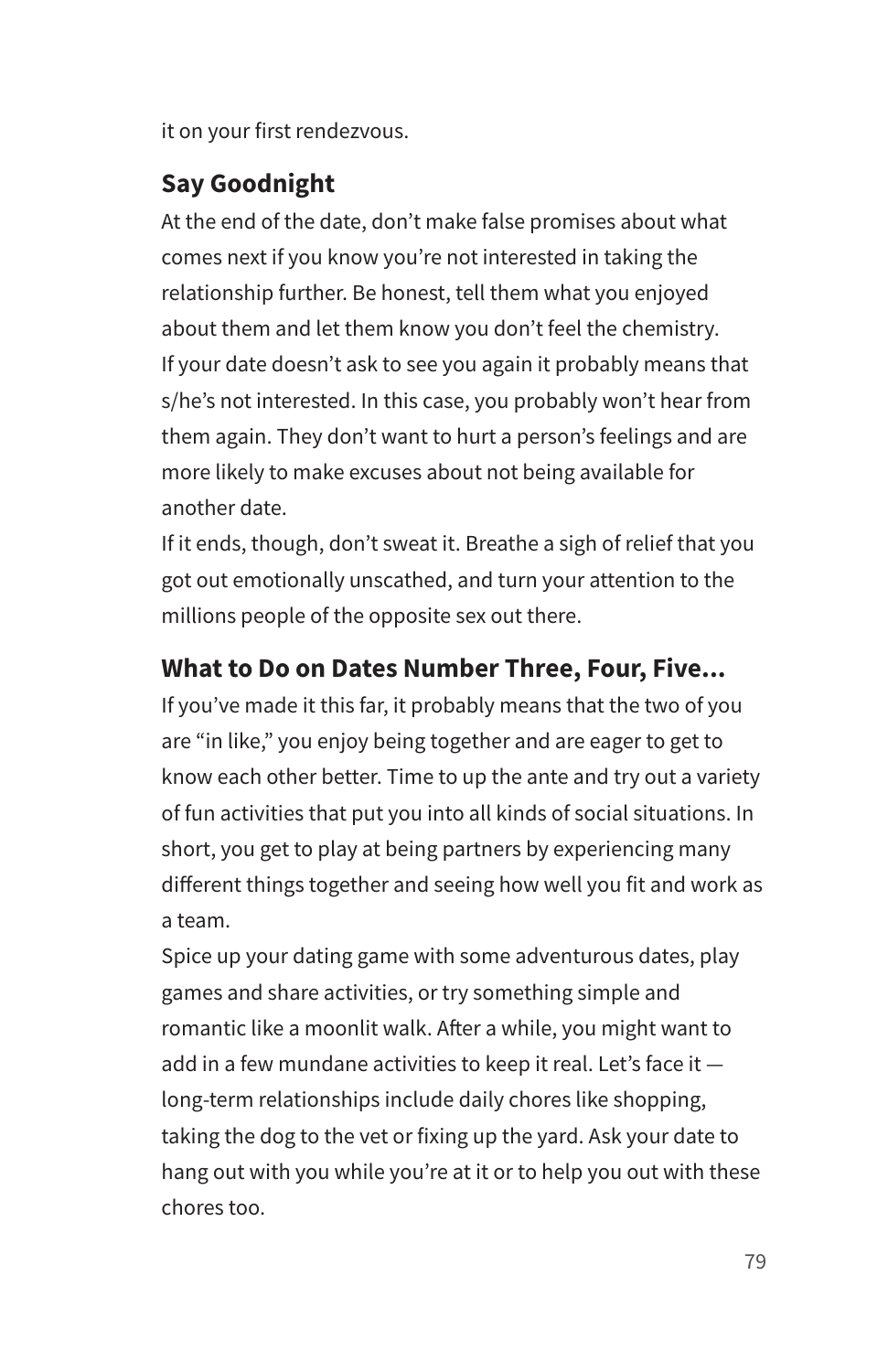it on your first rendezvous.

## Say Goodnight

At the end of the date, don't make false promises about what comes next if you know you're not interested in taking the relationship further. Be honest, tell them what you enjoyed about them and let them know you don't feel the chemistry.

If your date doesn't ask to see you again it probably means that s/he's not interested. In this case, you probably won't hear from them again. They don't want to hurt a person's feelings and are more likely to make excuses about not being available for another date.

If it ends, though, don't sweat it. Breathe a sigh of relief that you got out emotionally unscathed, and turn your attention to the millions people of the opposite sex out there.

## What to Do on Dates Number Three, Four, Five...

If you've made it this far, it probably means that the two of you are "in like," you enjoy being together and are eager to get to know each other better. Time to up the ante and try out a variety of fun activities that put you into all kinds of social situations. In short, you get to play at being partners by experiencing many different things together and seeing how well you fit and work as a team.

Spice up your dating game with some adventurous dates, play games and share activities, or try something simple and romantic like a moonlit walk. After a while, you might want to add in a few mundane activities to keep it real. Let's face it — long-term relationships include daily chores like shopping, taking the dog to the vet or fixing up the yard. Ask your date to hang out with you while you're at it or to help you out with these chores too.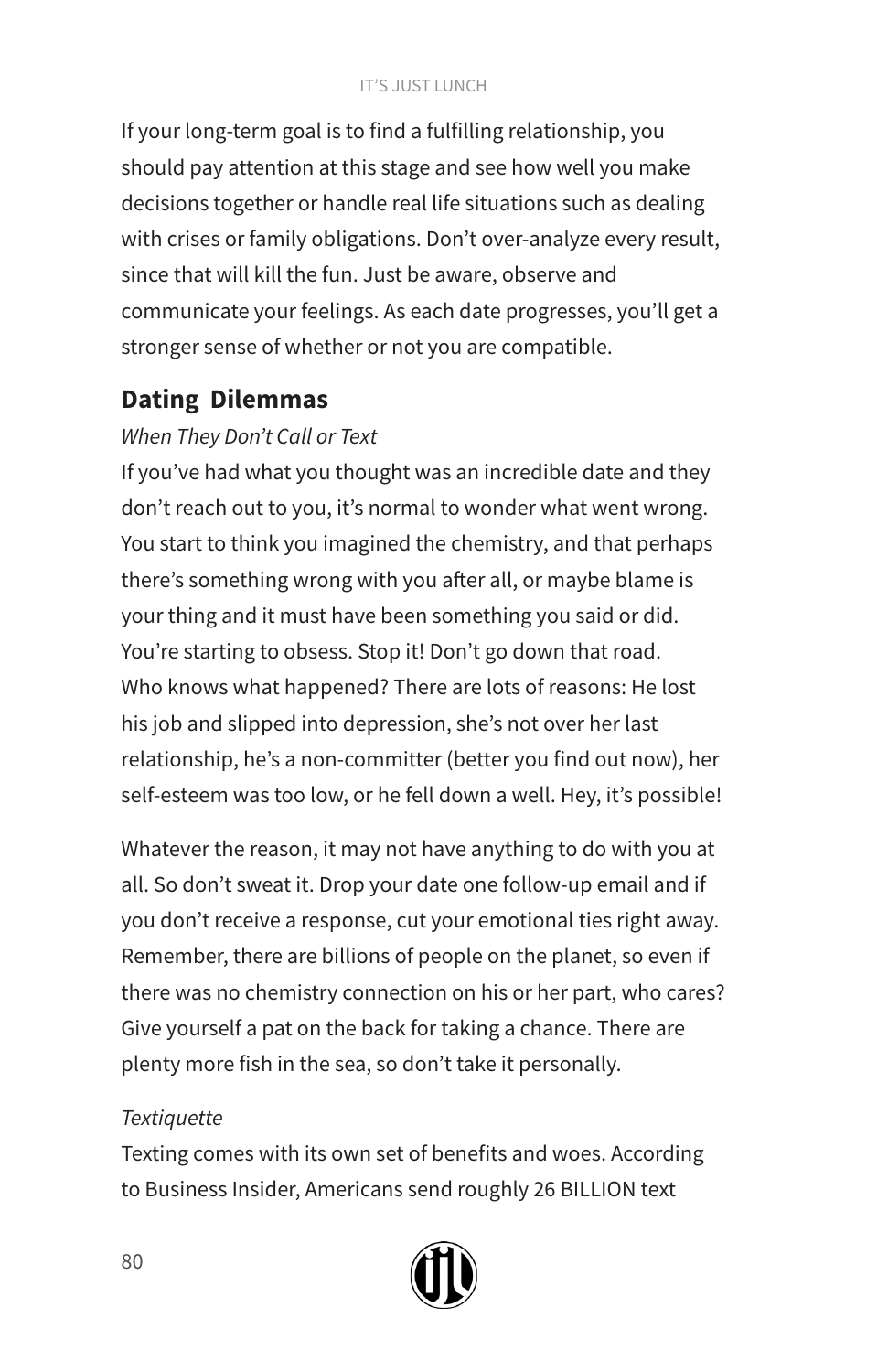If your long-term goal is to find a fulfilling relationship, you should pay attention at this stage and see how well you make decisions together or handle real life situations such as dealing with crises or family obligations. Don't over-analyze every result, since that will kill the fun. Just be aware, observe and communicate your feelings. As each date progresses, you'll get a stronger sense of whether or not you are compatible.

## Dating Dilemmas

*When They Don't Call or Text*

If you've had what you thought was an incredible date and they don't reach out to you, it's normal to wonder what went wrong. You start to think you imagined the chemistry, and that perhaps there's something wrong with you after all, or maybe blame is your thing and it must have been something you said or did. You're starting to obsess. Stop it! Don't go down that road. Who knows what happened? There are lots of reasons: He lost his job and slipped into depression, she's not over her last relationship, he's a non-committer (better you find out now), her self-esteem was too low, or he fell down a well. Hey, it's possible!

Whatever the reason, it may not have anything to do with you at all. So don't sweat it. Drop your date one follow-up email and if you don't receive a response, cut your emotional ties right away. Remember, there are billions of people on the planet, so even if there was no chemistry connection on his or her part, who cares? Give yourself a pat on the back for taking a chance. There are plenty more fish in the sea, so don't take it personally.

*Textiquette*

Texting comes with its own set of benefits and woes. According to Business Insider, Americans send roughly 26 BILLION text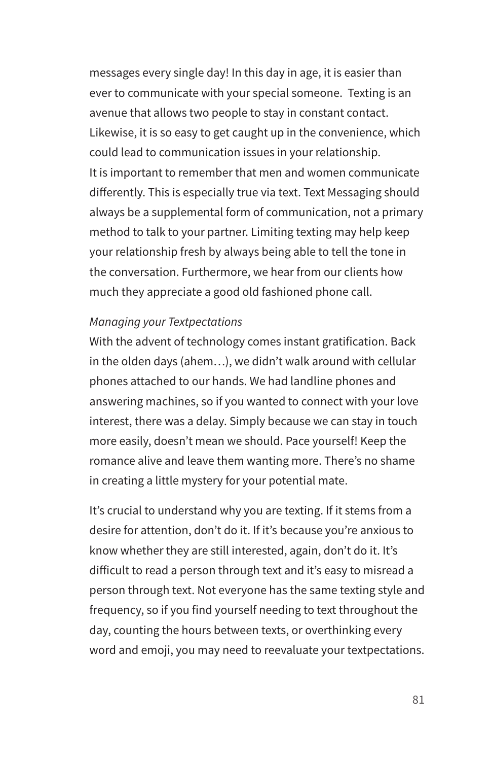messages every single day! In this day in age, it is easier than ever to communicate with your special someone.  Texting is an avenue that allows two people to stay in constant contact. Likewise, it is so easy to get caught up in the convenience, which could lead to communication issues in your relationship. It is important to remember that men and women communicate differently. This is especially true via text. Text Messaging should always be a supplemental form of communication, not a primary method to talk to your partner. Limiting texting may help keep your relationship fresh by always being able to tell the tone in the conversation. Furthermore, we hear from our clients how much they appreciate a good old fashioned phone call.

*Managing your Textpectations*

With the advent of technology comes instant gratification. Back in the olden days (ahem…), we didn't walk around with cellular phones attached to our hands. We had landline phones and answering machines, so if you wanted to connect with your love interest, there was a delay. Simply because we can stay in touch more easily, doesn't mean we should. Pace yourself! Keep the romance alive and leave them wanting more. There's no shame in creating a little mystery for your potential mate.

It's crucial to understand why you are texting. If it stems from a desire for attention, don't do it. If it's because you're anxious to know whether they are still interested, again, don't do it. It's difficult to read a person through text and it's easy to misread a person through text. Not everyone has the same texting style and frequency, so if you find yourself needing to text throughout the day, counting the hours between texts, or overthinking every word and emoji, you may need to reevaluate your textpectations.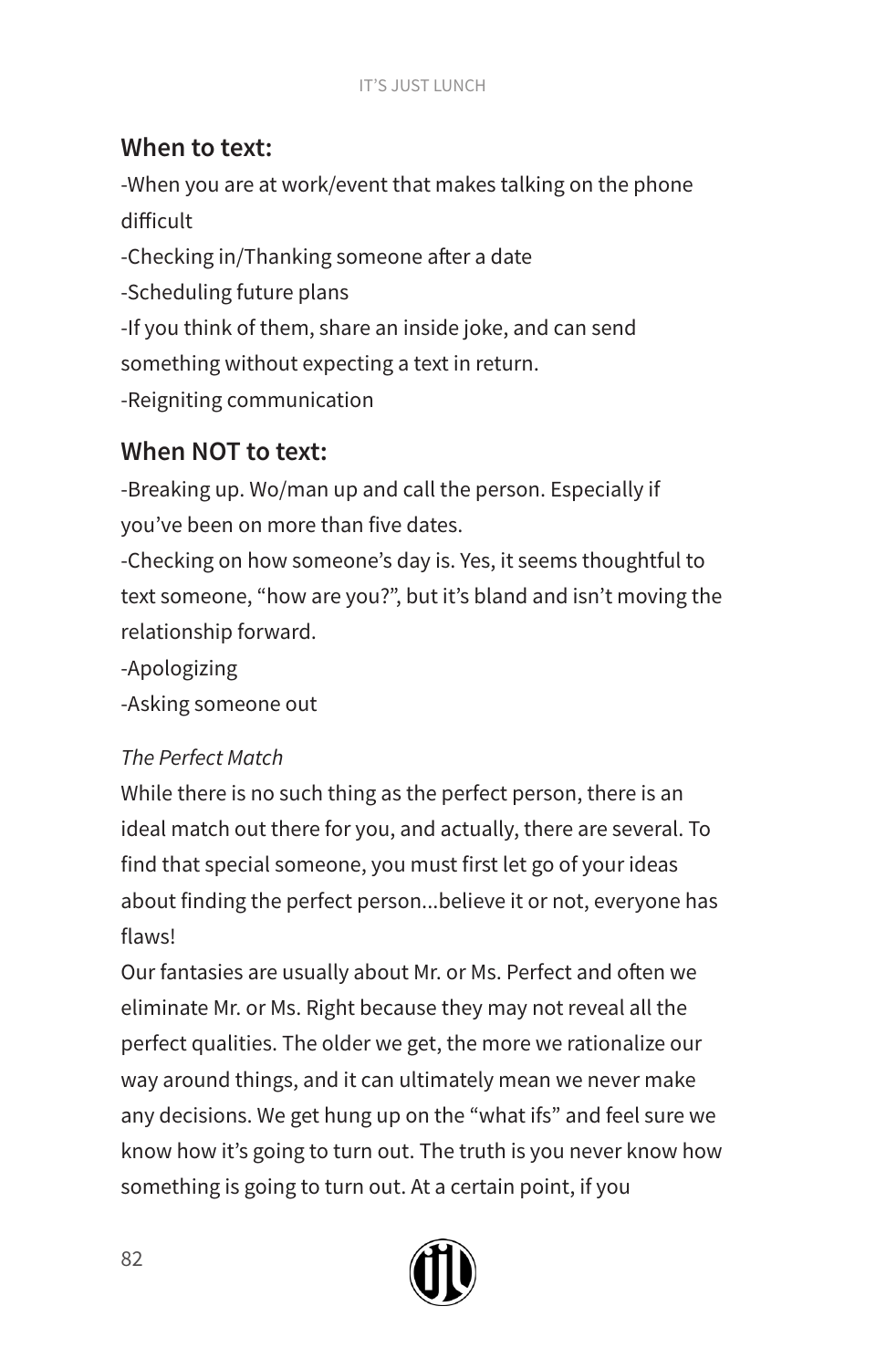### When to text:

-When you are at work/event that makes talking on the phone difficult
-Checking in/Thanking someone after a date
-Scheduling future plans
-If you think of them, share an inside joke, and can send something without expecting a text in return.
-Reigniting communication

### When NOT to text:

-Breaking up. Wo/man up and call the person. Especially if you've been on more than five dates.
-Checking on how someone's day is. Yes, it seems thoughtful to text someone, "how are you?", but it's bland and isn't moving the relationship forward.
-Apologizing
-Asking someone out

*The Perfect Match*

While there is no such thing as the perfect person, there is an ideal match out there for you, and actually, there are several. To find that special someone, you must first let go of your ideas about finding the perfect person...believe it or not, everyone has flaws!

Our fantasies are usually about Mr. or Ms. Perfect and often we eliminate Mr. or Ms. Right because they may not reveal all the perfect qualities. The older we get, the more we rationalize our way around things, and it can ultimately mean we never make any decisions. We get hung up on the "what ifs" and feel sure we know how it's going to turn out. The truth is you never know how something is going to turn out. At a certain point, if you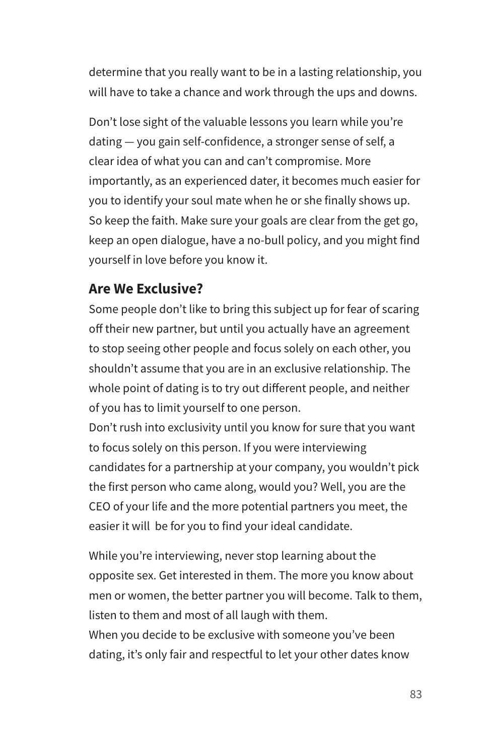determine that you really want to be in a lasting relationship, you will have to take a chance and work through the ups and downs.

Don't lose sight of the valuable lessons you learn while you're dating — you gain self-confidence, a stronger sense of self, a clear idea of what you can and can't compromise. More importantly, as an experienced dater, it becomes much easier for you to identify your soul mate when he or she finally shows up. So keep the faith. Make sure your goals are clear from the get go, keep an open dialogue, have a no-bull policy, and you might find yourself in love before you know it.

## Are We Exclusive?

Some people don't like to bring this subject up for fear of scaring off their new partner, but until you actually have an agreement to stop seeing other people and focus solely on each other, you shouldn't assume that you are in an exclusive relationship. The whole point of dating is to try out different people, and neither of you has to limit yourself to one person.

Don't rush into exclusivity until you know for sure that you want to focus solely on this person. If you were interviewing candidates for a partnership at your company, you wouldn't pick the first person who came along, would you? Well, you are the CEO of your life and the more potential partners you meet, the easier it will be for you to find your ideal candidate.

While you're interviewing, never stop learning about the opposite sex. Get interested in them. The more you know about men or women, the better partner you will become. Talk to them, listen to them and most of all laugh with them.

When you decide to be exclusive with someone you've been dating, it's only fair and respectful to let your other dates know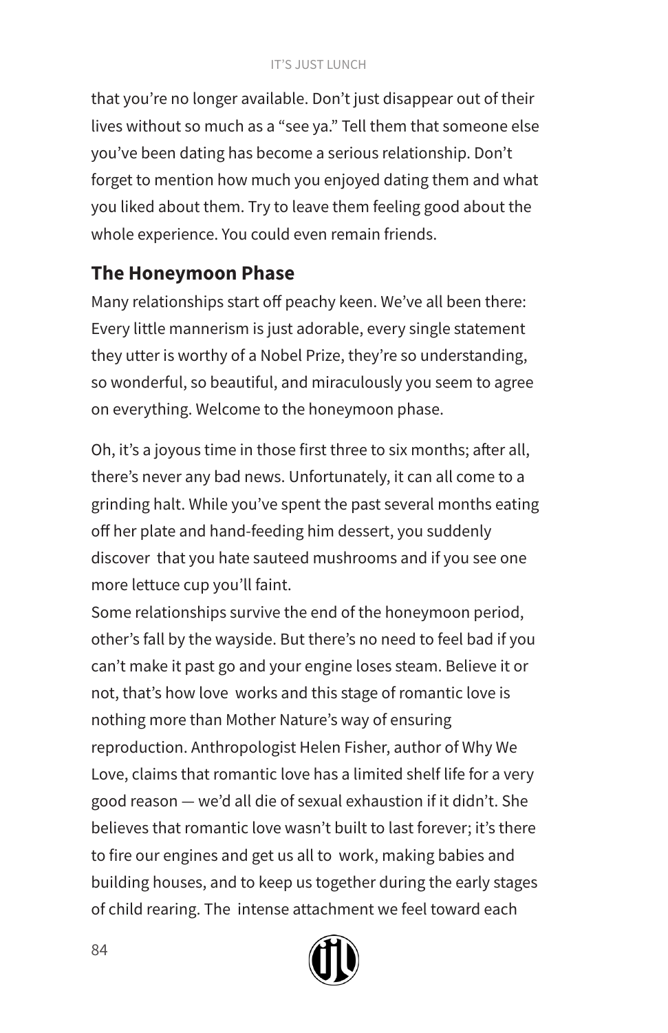that you're no longer available. Don't just disappear out of their lives without so much as a "see ya." Tell them that someone else you've been dating has become a serious relationship. Don't forget to mention how much you enjoyed dating them and what you liked about them. Try to leave them feeling good about the whole experience. You could even remain friends.

## The Honeymoon Phase

Many relationships start off peachy keen. We've all been there: Every little mannerism is just adorable, every single statement they utter is worthy of a Nobel Prize, they're so understanding, so wonderful, so beautiful, and miraculously you seem to agree on everything. Welcome to the honeymoon phase.

Oh, it's a joyous time in those first three to six months; after all, there's never any bad news. Unfortunately, it can all come to a grinding halt. While you've spent the past several months eating off her plate and hand-feeding him dessert, you suddenly discover that you hate sauteed mushrooms and if you see one more lettuce cup you'll faint.

Some relationships survive the end of the honeymoon period, other's fall by the wayside. But there's no need to feel bad if you can't make it past go and your engine loses steam. Believe it or not, that's how love works and this stage of romantic love is nothing more than Mother Nature's way of ensuring reproduction. Anthropologist Helen Fisher, author of Why We Love, claims that romantic love has a limited shelf life for a very good reason — we'd all die of sexual exhaustion if it didn't. She believes that romantic love wasn't built to last forever; it's there to fire our engines and get us all to work, making babies and building houses, and to keep us together during the early stages of child rearing. The intense attachment we feel toward each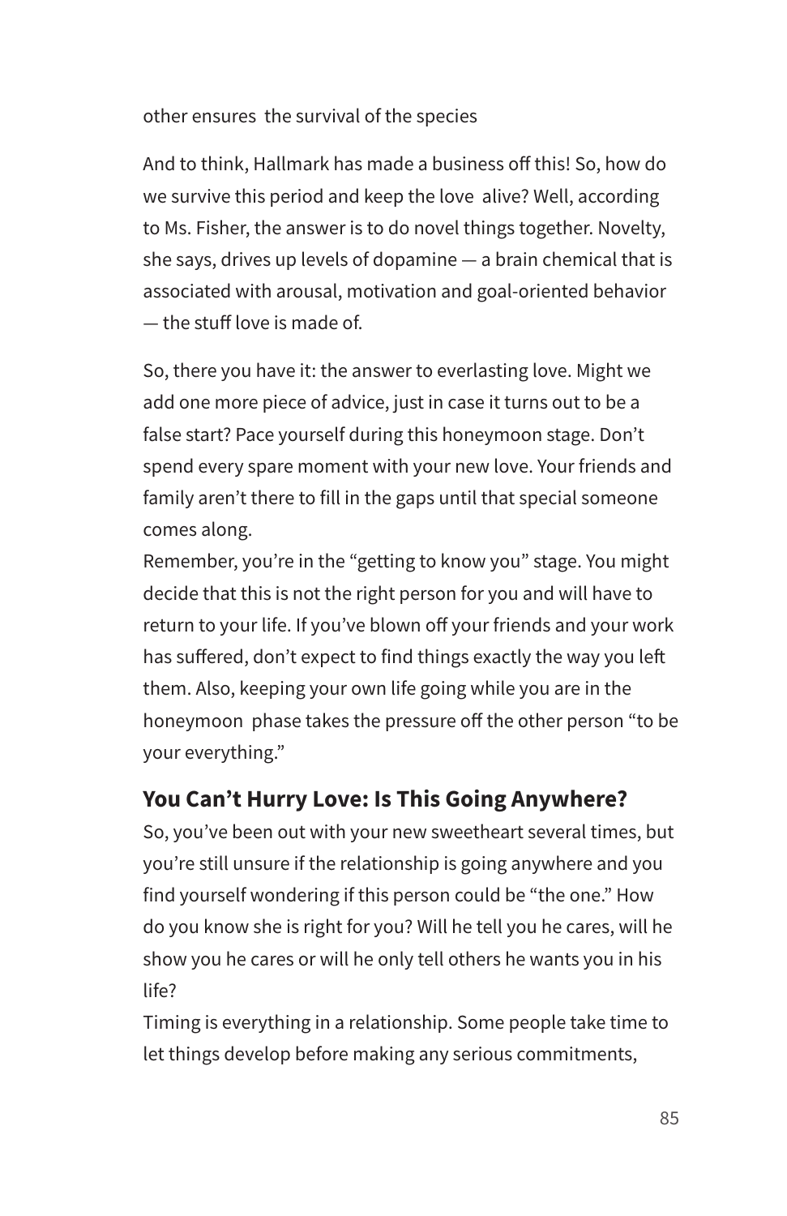other ensures the survival of the species

And to think, Hallmark has made a business off this! So, how do we survive this period and keep the love alive? Well, according to Ms. Fisher, the answer is to do novel things together. Novelty, she says, drives up levels of dopamine — a brain chemical that is associated with arousal, motivation and goal-oriented behavior — the stuff love is made of.

So, there you have it: the answer to everlasting love. Might we add one more piece of advice, just in case it turns out to be a false start? Pace yourself during this honeymoon stage. Don't spend every spare moment with your new love. Your friends and family aren't there to fill in the gaps until that special someone comes along.

Remember, you're in the "getting to know you" stage. You might decide that this is not the right person for you and will have to return to your life. If you've blown off your friends and your work has suffered, don't expect to find things exactly the way you left them. Also, keeping your own life going while you are in the honeymoon phase takes the pressure off the other person "to be your everything."

### You Can't Hurry Love: Is This Going Anywhere?

So, you've been out with your new sweetheart several times, but you're still unsure if the relationship is going anywhere and you find yourself wondering if this person could be "the one." How do you know she is right for you? Will he tell you he cares, will he show you he cares or will he only tell others he wants you in his life?

Timing is everything in a relationship. Some people take time to let things develop before making any serious commitments,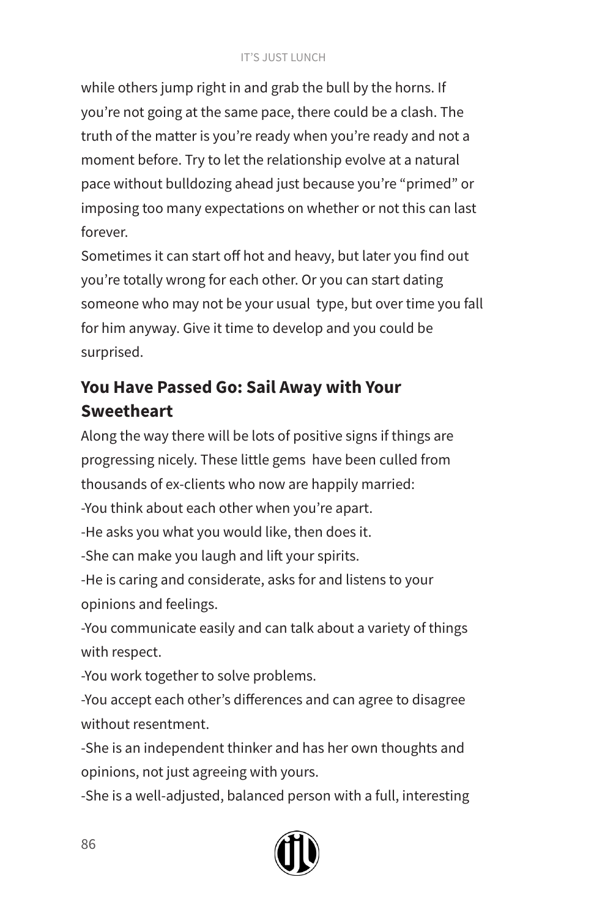while others jump right in and grab the bull by the horns. If you're not going at the same pace, there could be a clash. The truth of the matter is you're ready when you're ready and not a moment before. Try to let the relationship evolve at a natural pace without bulldozing ahead just because you're "primed" or imposing too many expectations on whether or not this can last forever.

Sometimes it can start off hot and heavy, but later you find out you're totally wrong for each other. Or you can start dating someone who may not be your usual type, but over time you fall for him anyway. Give it time to develop and you could be surprised.

## You Have Passed Go: Sail Away with Your Sweetheart

Along the way there will be lots of positive signs if things are progressing nicely. These little gems have been culled from thousands of ex-clients who now are happily married:

-You think about each other when you're apart.

-He asks you what you would like, then does it.

-She can make you laugh and lift your spirits.

-He is caring and considerate, asks for and listens to your opinions and feelings.

-You communicate easily and can talk about a variety of things with respect.

-You work together to solve problems.

-You accept each other's differences and can agree to disagree without resentment.

-She is an independent thinker and has her own thoughts and opinions, not just agreeing with yours.

-She is a well-adjusted, balanced person with a full, interesting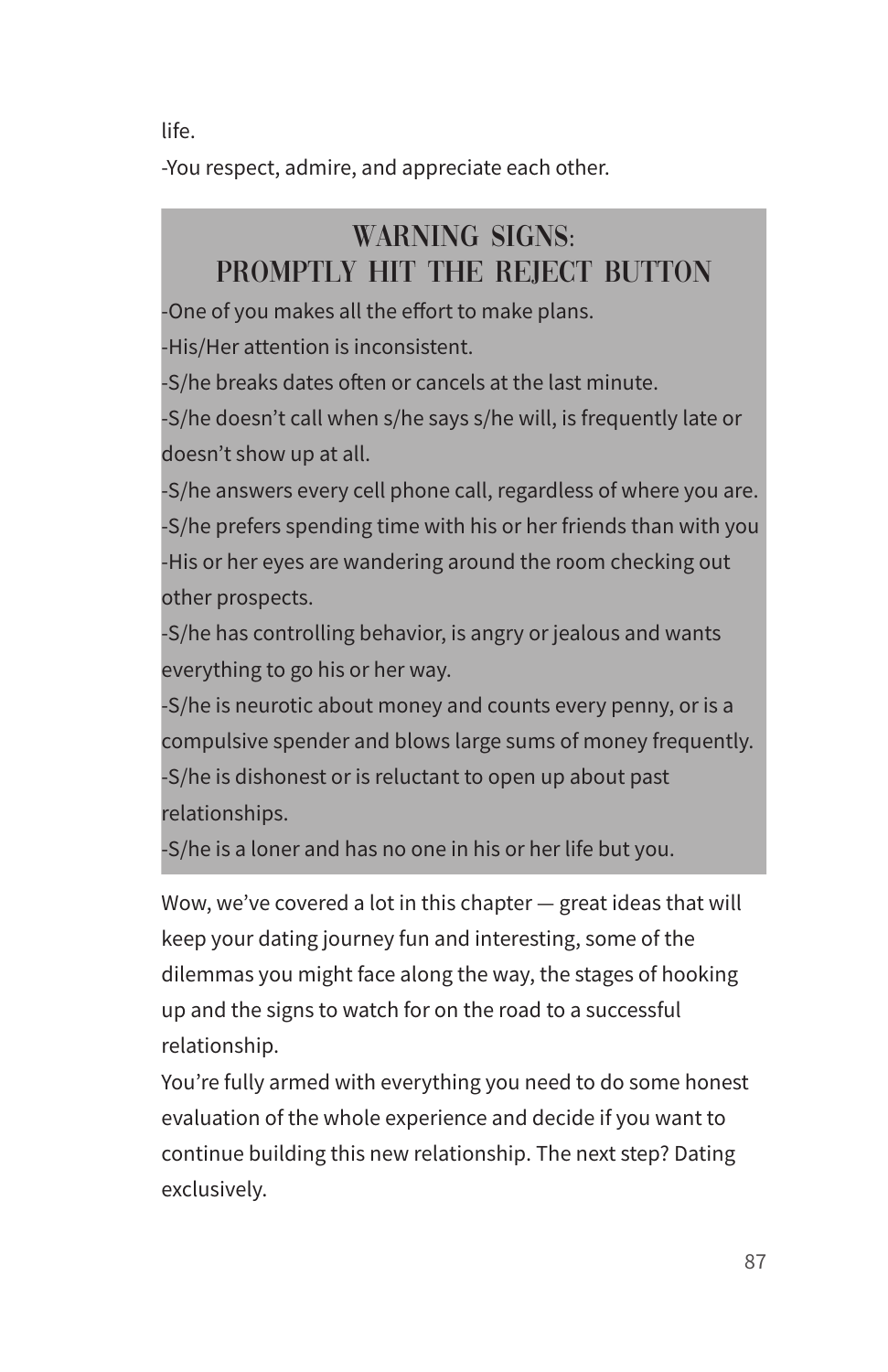life.

-You respect, admire, and appreciate each other.

## WARNING SIGNS: PROMPTLY HIT THE REJECT BUTTON

-One of you makes all the effort to make plans.

-His/Her attention is inconsistent.

-S/he breaks dates often or cancels at the last minute.

-S/he doesn't call when s/he says s/he will, is frequently late or doesn't show up at all.

-S/he answers every cell phone call, regardless of where you are.

-S/he prefers spending time with his or her friends than with you

-His or her eyes are wandering around the room checking out other prospects.

-S/he has controlling behavior, is angry or jealous and wants everything to go his or her way.

-S/he is neurotic about money and counts every penny, or is a compulsive spender and blows large sums of money frequently.

-S/he is dishonest or is reluctant to open up about past relationships.

-S/he is a loner and has no one in his or her life but you.

Wow, we've covered a lot in this chapter — great ideas that will keep your dating journey fun and interesting, some of the dilemmas you might face along the way, the stages of hooking up and the signs to watch for on the road to a successful relationship.

You're fully armed with everything you need to do some honest evaluation of the whole experience and decide if you want to continue building this new relationship. The next step? Dating exclusively.